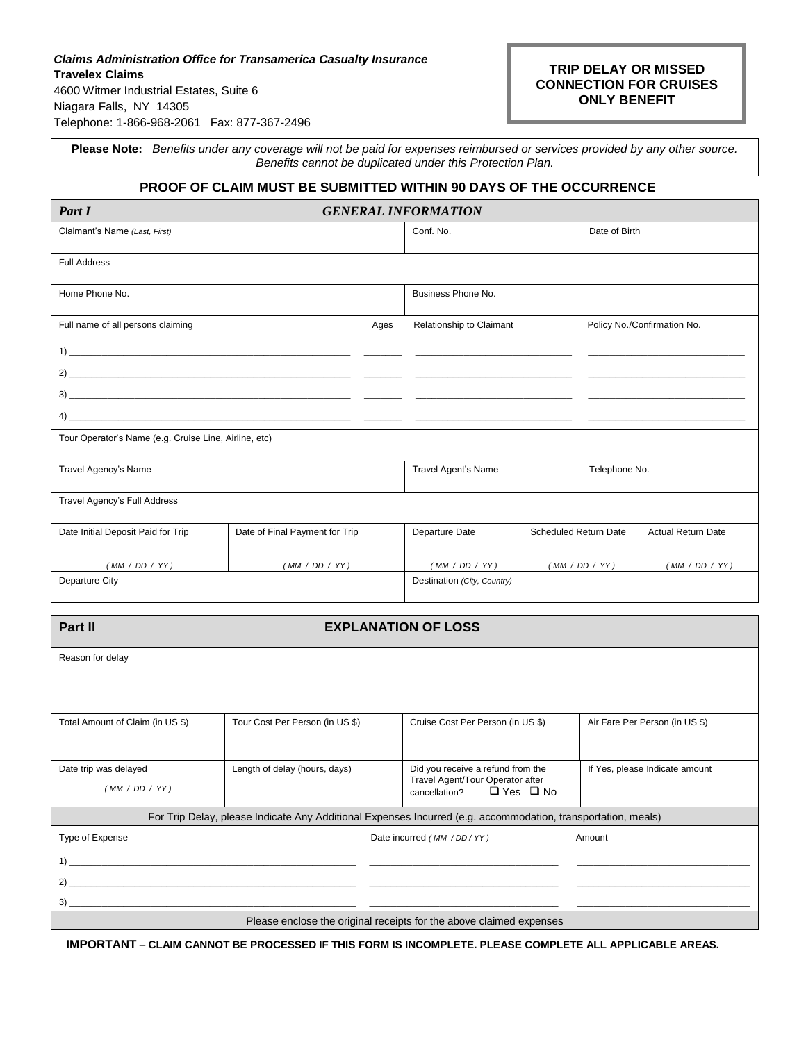***Claims Administration Office for Transamerica Casualty Insurance***
**Travelex Claims**
4600 Witmer Industrial Estates, Suite 6
Niagara Falls, NY 14305
Telephone: 1-866-968-2061 Fax: 877-367-2496

**TRIP DELAY OR MISSED CONNECTION FOR CRUISES ONLY BENEFIT**

**Please Note:** *Benefits under any coverage will not be paid for expenses reimbursed or services provided by any other source. Benefits cannot be duplicated under this Protection Plan.*

**PROOF OF CLAIM MUST BE SUBMITTED WITHIN 90 DAYS OF THE OCCURRENCE**

## *Part I* — *GENERAL INFORMATION*

| Claimant's Name *(Last, First)* | | Conf. No. | | Date of Birth |
|---|---|---|---|---|
| Full Address | | | | |
| Home Phone No. | | Business Phone No. | | |
| Full name of all persons claiming | Ages | Relationship to Claimant | | Policy No./Confirmation No. |
| 1) ______ | ______ | ______ | | ______ |
| 2) ______ | ______ | ______ | | ______ |
| 3) ______ | ______ | ______ | | ______ |
| 4) ______ | ______ | ______ | | ______ |
| Tour Operator's Name (e.g. Cruise Line, Airline, etc) | | | | |
| Travel Agency's Name | | Travel Agent's Name | | Telephone No. |
| Travel Agency's Full Address | | | | |

| Date Initial Deposit Paid for Trip | Date of Final Payment for Trip | Departure Date | Scheduled Return Date | Actual Return Date |
|---|---|---|---|---|
| *( MM / DD / YY )* | *( MM / DD / YY )* | *( MM / DD / YY )* | *( MM / DD / YY )* | *( MM / DD / YY )* |
| Departure City | | Destination *(City, Country)* | | |

## Part II — EXPLANATION OF LOSS

Reason for delay

| Total Amount of Claim (in US $) | Tour Cost Per Person (in US $) | Cruise Cost Per Person (in US $) | Air Fare Per Person (in US $) |
|---|---|---|---|
| | | | |
| Date trip was delayed *( MM / DD / YY )* | Length of delay (hours, days) | Did you receive a refund from the Travel Agent/Tour Operator after cancellation? ❑ Yes ❑ No | If Yes, please Indicate amount |

For Trip Delay, please Indicate Any Additional Expenses Incurred (e.g. accommodation, transportation, meals)

| Type of Expense | Date incurred *( MM / DD / YY )* | Amount |
|---|---|---|
| 1) ______ | ______ | ______ |
| 2) ______ | ______ | ______ |
| 3) ______ | ______ | ______ |

Please enclose the original receipts for the above claimed expenses

**IMPORTANT – CLAIM CANNOT BE PROCESSED IF THIS FORM IS INCOMPLETE. PLEASE COMPLETE ALL APPLICABLE AREAS.**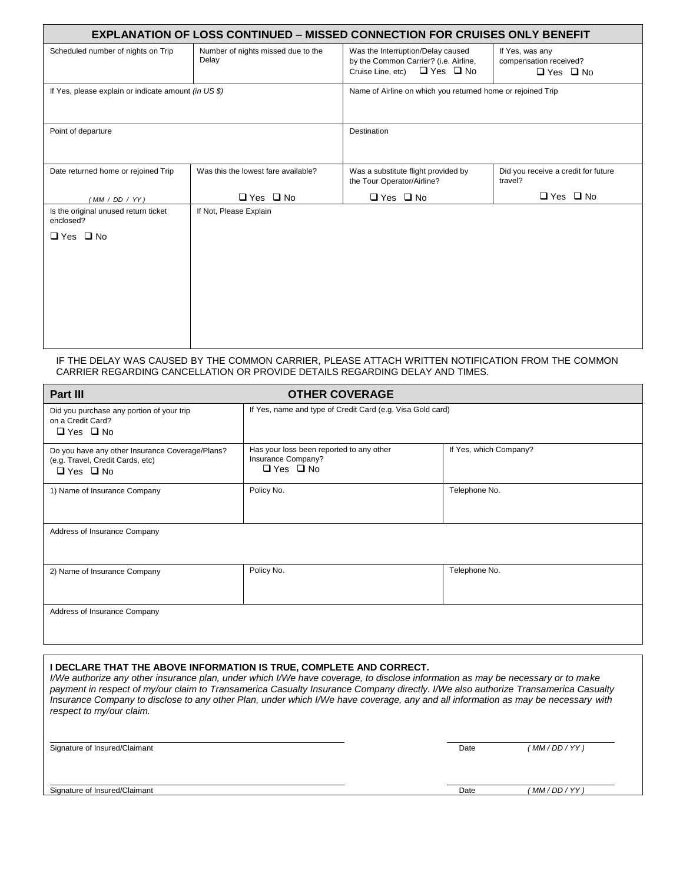## EXPLANATION OF LOSS CONTINUED – MISSED CONNECTION FOR CRUISES ONLY BENEFIT

| Scheduled number of nights on Trip | Number of nights missed due to the Delay | Was the Interruption/Delay caused by the Common Carrier? (i.e. Airline, Cruise Line, etc) ❑ Yes ❑ No | If Yes, was any compensation received? ❑ Yes ❑ No |
|---|---|---|---|
| If Yes, please explain or indicate amount *(in US $)* | | Name of Airline on which you returned home or rejoined Trip | |
| Point of departure | | Destination | |
| Date returned home or rejoined Trip ( MM / DD / YY ) | Was this the lowest fare available? ❑ Yes ❑ No | Was a substitute flight provided by the Tour Operator/Airline? ❑ Yes ❑ No | Did you receive a credit for future travel? ❑ Yes ❑ No |
| Is the original unused return ticket enclosed? ❑ Yes ❑ No | If Not, Please Explain | | |

IF THE DELAY WAS CAUSED BY THE COMMON CARRIER, PLEASE ATTACH WRITTEN NOTIFICATION FROM THE COMMON CARRIER REGARDING CANCELLATION OR PROVIDE DETAILS REGARDING DELAY AND TIMES.

## Part III OTHER COVERAGE

| Did you purchase any portion of your trip on a Credit Card? ❑ Yes ❑ No | If Yes, name and type of Credit Card (e.g. Visa Gold card) | |
|---|---|---|
| Do you have any other Insurance Coverage/Plans? (e.g. Travel, Credit Cards, etc) ❑ Yes ❑ No | Has your loss been reported to any other Insurance Company? ❑ Yes ❑ No | If Yes, which Company? |
| 1) Name of Insurance Company | Policy No. | Telephone No. |
| Address of Insurance Company | | |
| 2) Name of Insurance Company | Policy No. | Telephone No. |
| Address of Insurance Company | | |

**I DECLARE THAT THE ABOVE INFORMATION IS TRUE, COMPLETE AND CORRECT.**

*I/We authorize any other insurance plan, under which I/We have coverage, to disclose information as may be necessary or to make payment in respect of my/our claim to Transamerica Casualty Insurance Company directly. I/We also authorize Transamerica Casualty Insurance Company to disclose to any other Plan, under which I/We have coverage, any and all information as may be necessary with respect to my/our claim.*

Signature of Insured/Claimant ______________________ Date ( MM / DD / YY )

Signature of Insured/Claimant ______________________ Date ( MM / DD / YY )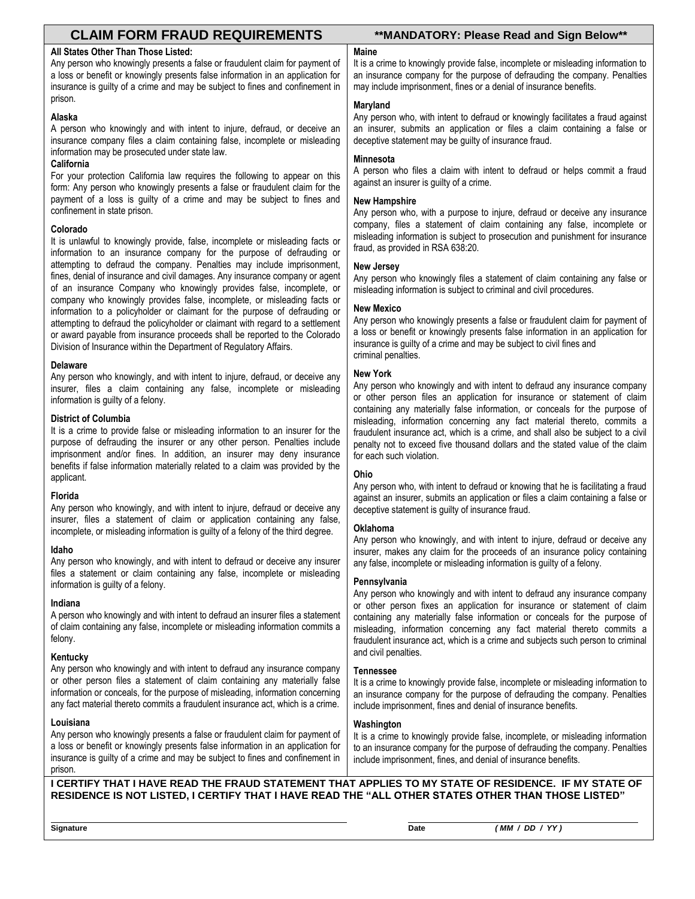# CLAIM FORM FRAUD REQUIREMENTS

**\*\*MANDATORY: Please Read and Sign Below\*\***

**All States Other Than Those Listed:**
Any person who knowingly presents a false or fraudulent claim for payment of a loss or benefit or knowingly presents false information in an application for insurance is guilty of a crime and may be subject to fines and confinement in prison.

**Alaska**
A person who knowingly and with intent to injure, defraud, or deceive an insurance company files a claim containing false, incomplete or misleading information may be prosecuted under state law.

**California**
For your protection California law requires the following to appear on this form: Any person who knowingly presents a false or fraudulent claim for the payment of a loss is guilty of a crime and may be subject to fines and confinement in state prison.

**Colorado**
It is unlawful to knowingly provide, false, incomplete or misleading facts or information to an insurance company for the purpose of defrauding or attempting to defraud the company. Penalties may include imprisonment, fines, denial of insurance and civil damages. Any insurance company or agent of an insurance Company who knowingly provides false, incomplete, or company who knowingly provides false, incomplete, or misleading facts or information to a policyholder or claimant for the purpose of defrauding or attempting to defraud the policyholder or claimant with regard to a settlement or award payable from insurance proceeds shall be reported to the Colorado Division of Insurance within the Department of Regulatory Affairs.

**Delaware**
Any person who knowingly, and with intent to injure, defraud, or deceive any insurer, files a claim containing any false, incomplete or misleading information is guilty of a felony.

**District of Columbia**
It is a crime to provide false or misleading information to an insurer for the purpose of defrauding the insurer or any other person. Penalties include imprisonment and/or fines. In addition, an insurer may deny insurance benefits if false information materially related to a claim was provided by the applicant.

**Florida**
Any person who knowingly, and with intent to injure, defraud or deceive any insurer, files a statement of claim or application containing any false, incomplete, or misleading information is guilty of a felony of the third degree.

**Idaho**
Any person who knowingly, and with intent to defraud or deceive any insurer files a statement or claim containing any false, incomplete or misleading information is guilty of a felony.

**Indiana**
A person who knowingly and with intent to defraud an insurer files a statement of claim containing any false, incomplete or misleading information commits a felony.

**Kentucky**
Any person who knowingly and with intent to defraud any insurance company or other person files a statement of claim containing any materially false information or conceals, for the purpose of misleading, information concerning any fact material thereto commits a fraudulent insurance act, which is a crime.

**Louisiana**
Any person who knowingly presents a false or fraudulent claim for payment of a loss or benefit or knowingly presents false information in an application for insurance is guilty of a crime and may be subject to fines and confinement in prison.

**Maine**
It is a crime to knowingly provide false, incomplete or misleading information to an insurance company for the purpose of defrauding the company. Penalties may include imprisonment, fines or a denial of insurance benefits.

**Maryland**
Any person who, with intent to defraud or knowingly facilitates a fraud against an insurer, submits an application or files a claim containing a false or deceptive statement may be guilty of insurance fraud.

**Minnesota**
A person who files a claim with intent to defraud or helps commit a fraud against an insurer is guilty of a crime.

**New Hampshire**
Any person who, with a purpose to injure, defraud or deceive any insurance company, files a statement of claim containing any false, incomplete or misleading information is subject to prosecution and punishment for insurance fraud, as provided in RSA 638:20.

**New Jersey**
Any person who knowingly files a statement of claim containing any false or misleading information is subject to criminal and civil procedures.

**New Mexico**
Any person who knowingly presents a false or fraudulent claim for payment of a loss or benefit or knowingly presents false information in an application for insurance is guilty of a crime and may be subject to civil fines and criminal penalties.

**New York**
Any person who knowingly and with intent to defraud any insurance company or other person files an application for insurance or statement of claim containing any materially false information, or conceals for the purpose of misleading, information concerning any fact material thereto, commits a fraudulent insurance act, which is a crime, and shall also be subject to a civil penalty not to exceed five thousand dollars and the stated value of the claim for each such violation.

**Ohio**
Any person who, with intent to defraud or knowing that he is facilitating a fraud against an insurer, submits an application or files a claim containing a false or deceptive statement is guilty of insurance fraud.

**Oklahoma**
Any person who knowingly, and with intent to injure, defraud or deceive any insurer, makes any claim for the proceeds of an insurance policy containing any false, incomplete or misleading information is guilty of a felony.

**Pennsylvania**
Any person who knowingly and with intent to defraud any insurance company or other person fixes an application for insurance or statement of claim containing any materially false information or conceals for the purpose of misleading, information concerning any fact material thereto commits a fraudulent insurance act, which is a crime and subjects such person to criminal and civil penalties.

**Tennessee**
It is a crime to knowingly provide false, incomplete or misleading information to an insurance company for the purpose of defrauding the company. Penalties include imprisonment, fines and denial of insurance benefits.

**Washington**
It is a crime to knowingly provide false, incomplete, or misleading information to an insurance company for the purpose of defrauding the company. Penalties include imprisonment, fines, and denial of insurance benefits.

**I CERTIFY THAT I HAVE READ THE FRAUD STATEMENT THAT APPLIES TO MY STATE OF RESIDENCE. IF MY STATE OF RESIDENCE IS NOT LISTED, I CERTIFY THAT I HAVE READ THE "ALL OTHER STATES OTHER THAN THOSE LISTED"**

Signature ______________________________

Date ____________ *( MM / DD / YY )*